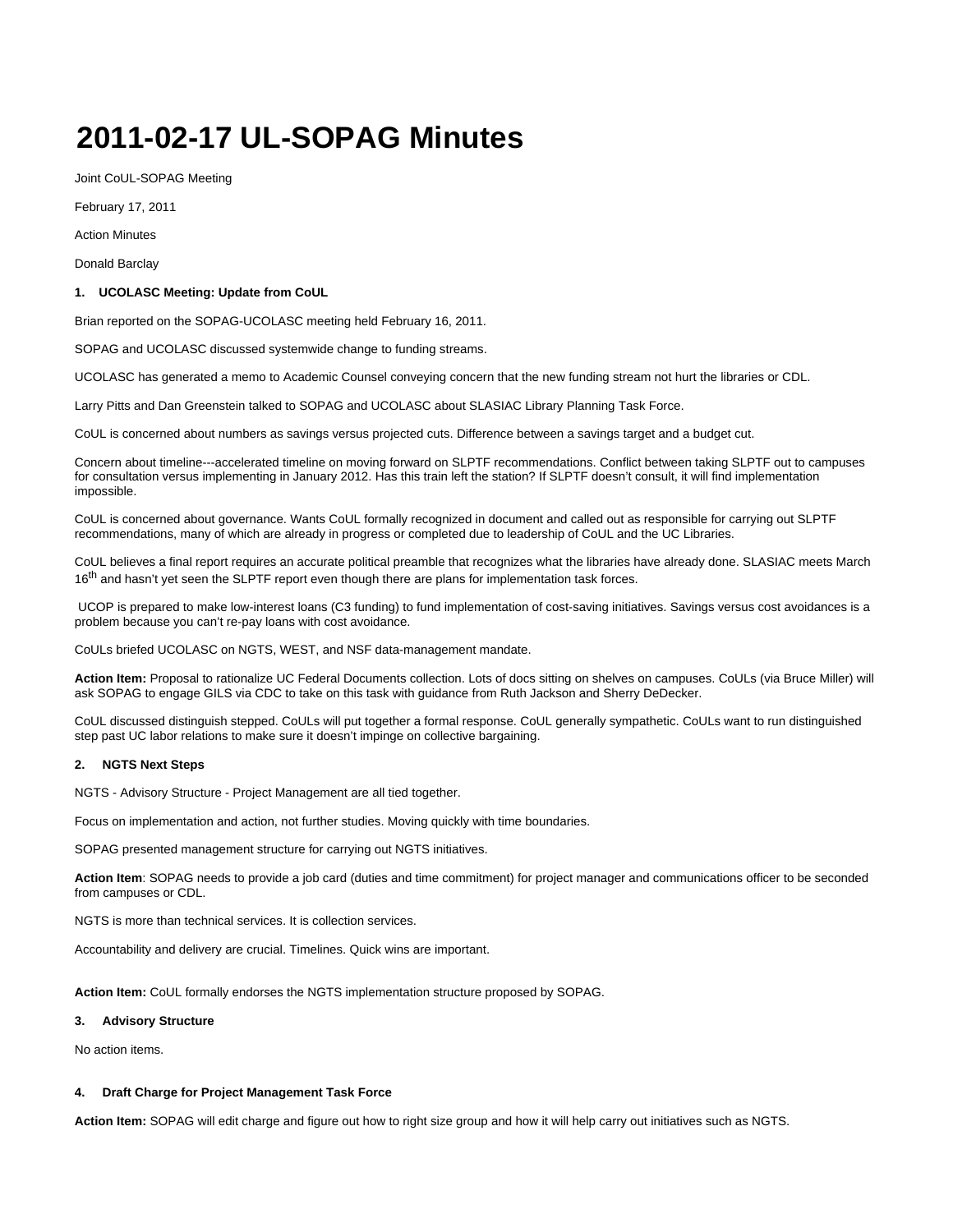# 2011-02-17 UL-SOPAG Minutes

Joint CoUL-SOPAG Meeting

February 17, 2011

Action Minutes

Donald Barclay

**1. UCOLASC Meeting: Update from CoUL**

Brian reported on the SOPAG-UCOLASC meeting held February 16, 2011.

SOPAG and UCOLASC discussed systemwide change to funding streams.

UCOLASC has generated a memo to Academic Counsel conveying concern that the new funding stream not hurt the libraries or CDL.

Larry Pitts and Dan Greenstein talked to SOPAG and UCOLASC about SLASIAC Library Planning Task Force.

CoUL is concerned about numbers as savings versus projected cuts. Difference between a savings target and a budget cut.

Concern about timeline---accelerated timeline on moving forward on SLPTF recommendations. Conflict between taking SLPTF out to campuses for consultation versus implementing in January 2012. Has this train left the station? If SLPTF doesn't consult, it will find implementation impossible.

CoUL is concerned about governance. Wants CoUL formally recognized in document and called out as responsible for carrying out SLPTF recommendations, many of which are already in progress or completed due to leadership of CoUL and the UC Libraries.

CoUL believes a final report requires an accurate political preamble that recognizes what the libraries have already done. SLASIAC meets March 16th and hasn't yet seen the SLPTF report even though there are plans for implementation task forces.

UCOP is prepared to make low-interest loans (C3 funding) to fund implementation of cost-saving initiatives. Savings versus cost avoidances is a problem because you can't re-pay loans with cost avoidance.

CoULs briefed UCOLASC on NGTS, WEST, and NSF data-management mandate.

**Action Item:** Proposal to rationalize UC Federal Documents collection. Lots of docs sitting on shelves on campuses. CoULs (via Bruce Miller) will ask SOPAG to engage GILS via CDC to take on this task with guidance from Ruth Jackson and Sherry DeDecker.

CoUL discussed distinguish stepped. CoULs will put together a formal response. CoUL generally sympathetic. CoULs want to run distinguished step past UC labor relations to make sure it doesn't impinge on collective bargaining.

**2. NGTS Next Steps**

NGTS - Advisory Structure - Project Management are all tied together.

Focus on implementation and action, not further studies. Moving quickly with time boundaries.

SOPAG presented management structure for carrying out NGTS initiatives.

**Action Item**: SOPAG needs to provide a job card (duties and time commitment) for project manager and communications officer to be seconded from campuses or CDL.

NGTS is more than technical services. It is collection services.

Accountability and delivery are crucial. Timelines. Quick wins are important.

**Action Item:** CoUL formally endorses the NGTS implementation structure proposed by SOPAG.

**3. Advisory Structure**

No action items.

**4. Draft Charge for Project Management Task Force**

**Action Item:** SOPAG will edit charge and figure out how to right size group and how it will help carry out initiatives such as NGTS.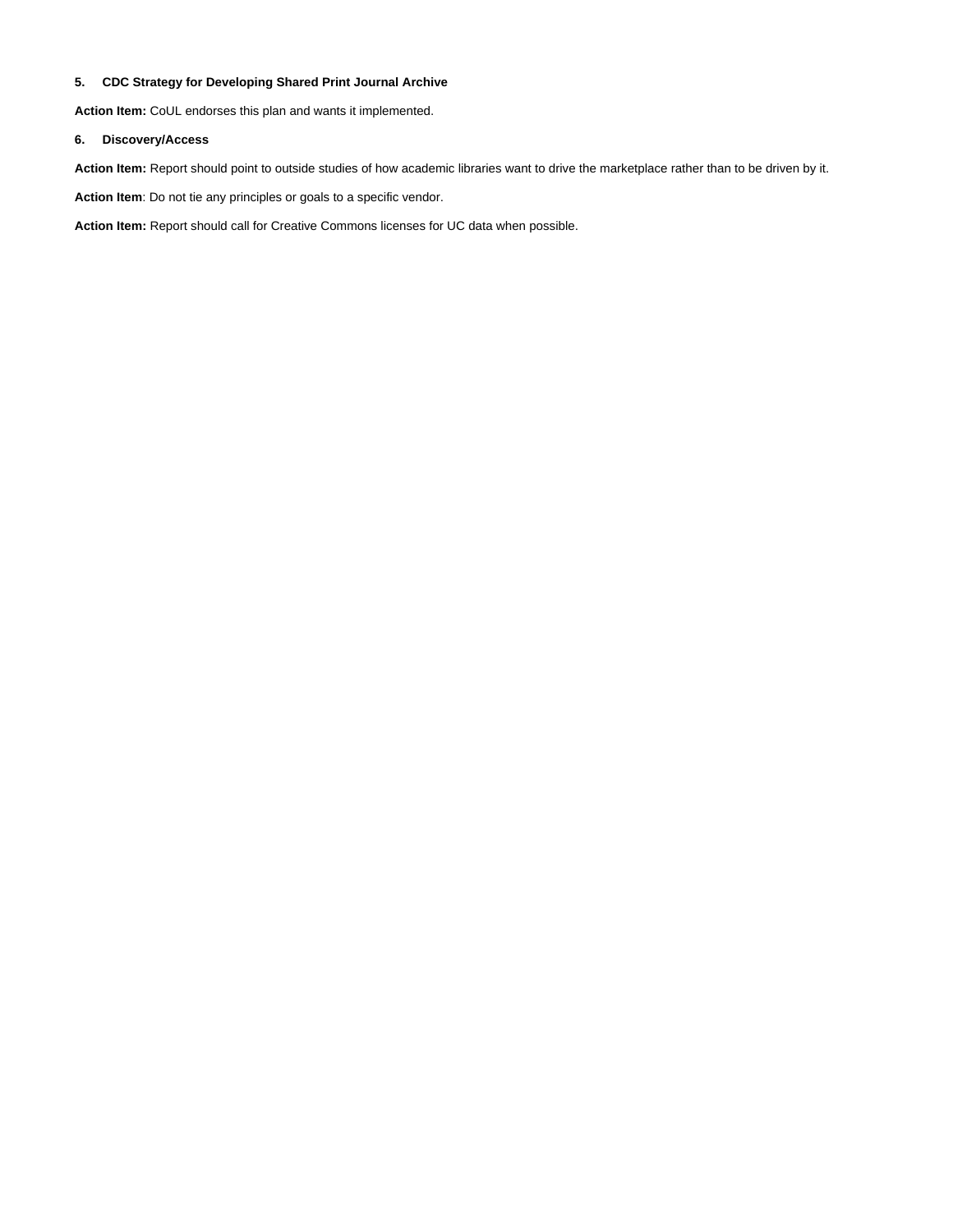**5. CDC Strategy for Developing Shared Print Journal Archive**

**Action Item:** CoUL endorses this plan and wants it implemented.

**6. Discovery/Access**

**Action Item:** Report should point to outside studies of how academic libraries want to drive the marketplace rather than to be driven by it.

**Action Item**: Do not tie any principles or goals to a specific vendor.

**Action Item:** Report should call for Creative Commons licenses for UC data when possible.